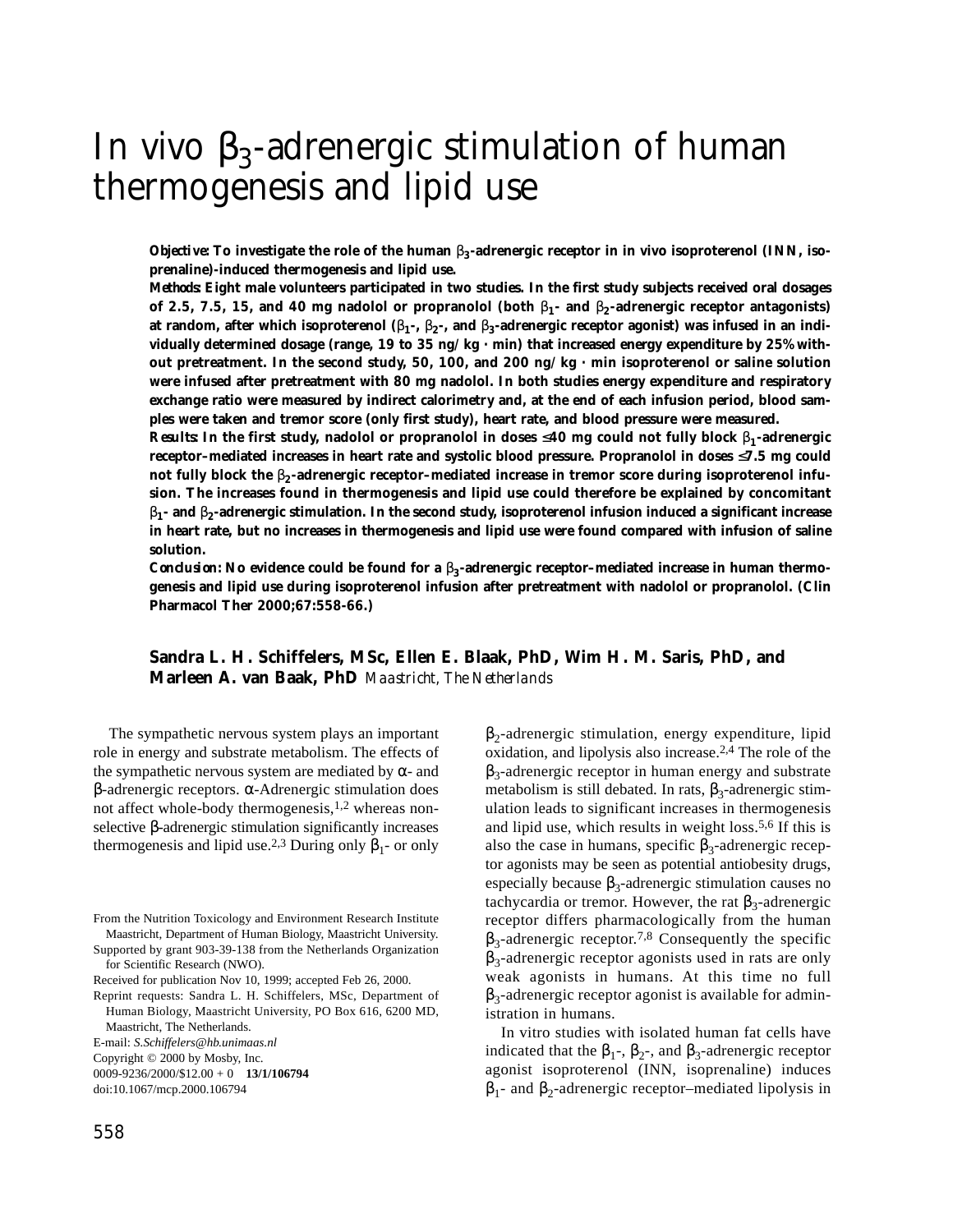# In vivo $\beta_3$-adrenergic stimulation of human thermogenesis and lipid use

**Objective: To investigate the role of the human $\beta_3$-adrenergic receptor in in vivo isoproterenol (INN, isoprenaline)-induced thermogenesis and lipid use.**

**Methods: Eight male volunteers participated in two studies. In the first study subjects received oral dosages of 2.5, 7.5, 15, and 40 mg nadolol or propranolol (both $\beta_1$- and $\beta_2$-adrenergic receptor antagonists) at random, after which isoproterenol ($\beta_1$-, $\beta_2$-, and $\beta_3$-adrenergic receptor agonist) was infused in an individually determined dosage (range, 19 to 35 ng/kg · min) that increased energy expenditure by 25% without pretreatment. In the second study, 50, 100, and 200 ng/kg · min isoproterenol or saline solution were infused after pretreatment with 80 mg nadolol. In both studies energy expenditure and respiratory exchange ratio were measured by indirect calorimetry and, at the end of each infusion period, blood samples were taken and tremor score (only first study), heart rate, and blood pressure were measured.**

**Results: In the first study, nadolol or propranolol in doses ≤40 mg could not fully block $\beta_1$-adrenergic receptor–mediated increases in heart rate and systolic blood pressure. Propranolol in doses ≤7.5 mg could not fully block the $\beta_2$-adrenergic receptor–mediated increase in tremor score during isoproterenol infusion. The increases found in thermogenesis and lipid use could therefore be explained by concomitant $\beta_1$- and $\beta_2$-adrenergic stimulation. In the second study, isoproterenol infusion induced a significant increase in heart rate, but no increases in thermogenesis and lipid use were found compared with infusion of saline solution.**

**Conclusion: No evidence could be found for a $\beta_3$-adrenergic receptor–mediated increase in human thermogenesis and lipid use during isoproterenol infusion after pretreatment with nadolol or propranolol. (Clin Pharmacol Ther 2000;67:558-66.)**

**Sandra L. H. Schiffelers, MSc, Ellen E. Blaak, PhD, Wim H. M. Saris, PhD, and Marleen A. van Baak, PhD** *Maastricht, The Netherlands*

The sympathetic nervous system plays an important role in energy and substrate metabolism. The effects of the sympathetic nervous system are mediated by α- and β-adrenergic receptors. α-Adrenergic stimulation does not affect whole-body thermogenesis,[1,2] whereas nonselective β-adrenergic stimulation significantly increases thermogenesis and lipid use.[2,3] During only $\beta_1$- or only $\beta_2$-adrenergic stimulation, energy expenditure, lipid oxidation, and lipolysis also increase.[2,4] The role of the $\beta_3$-adrenergic receptor in human energy and substrate metabolism is still debated. In rats, $\beta_3$-adrenergic stimulation leads to significant increases in thermogenesis and lipid use, which results in weight loss.[5,6] If this is also the case in humans, specific $\beta_3$-adrenergic receptor agonists may be seen as potential antiobesity drugs, especially because $\beta_3$-adrenergic stimulation causes no tachycardia or tremor. However, the rat $\beta_3$-adrenergic receptor differs pharmacologically from the human $\beta_3$-adrenergic receptor.[7,8] Consequently the specific $\beta_3$-adrenergic receptor agonists used in rats are only weak agonists in humans. At this time no full $\beta_3$-adrenergic receptor agonist is available for administration in humans.

In vitro studies with isolated human fat cells have indicated that the $\beta_1$-, $\beta_2$-, and $\beta_3$-adrenergic receptor agonist isoproterenol (INN, isoprenaline) induces $\beta_1$- and $\beta_2$-adrenergic receptor–mediated lipolysis in

From the Nutrition Toxicology and Environment Research Institute Maastricht, Department of Human Biology, Maastricht University.

Supported by grant 903-39-138 from the Netherlands Organization for Scientific Research (NWO).

Received for publication Nov 10, 1999; accepted Feb 26, 2000.

Reprint requests: Sandra L. H. Schiffelers, MSc, Department of Human Biology, Maastricht University, PO Box 616, 6200 MD, Maastricht, The Netherlands.

E-mail: *S.Schiffelers@hb.unimaas.nl*

Copyright © 2000 by Mosby, Inc.

0009-9236/2000/$12.00 + 0 **13/1/106794**

doi:10.1067/mcp.2000.106794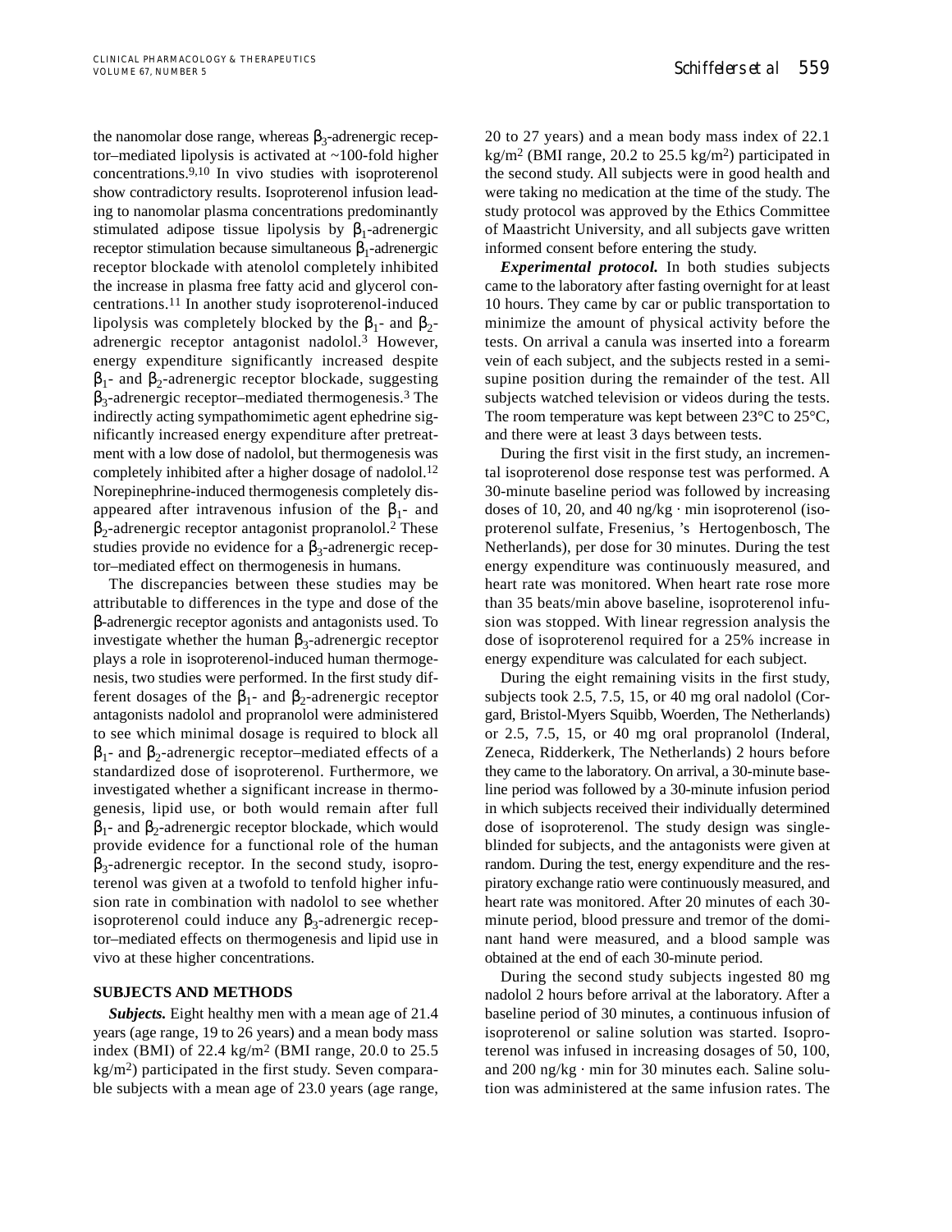the nanomolar dose range, whereas $\beta_3$-adrenergic receptor–mediated lipolysis is activated at ~100-fold higher concentrations.[9,10] In vivo studies with isoproterenol show contradictory results. Isoproterenol infusion leading to nanomolar plasma concentrations predominantly stimulated adipose tissue lipolysis by $\beta_1$-adrenergic receptor stimulation because simultaneous $\beta_1$-adrenergic receptor blockade with atenolol completely inhibited the increase in plasma free fatty acid and glycerol concentrations.[11] In another study isoproterenol-induced lipolysis was completely blocked by the $\beta_1$- and $\beta_2$-adrenergic receptor antagonist nadolol.[3] However, energy expenditure significantly increased despite $\beta_1$- and $\beta_2$-adrenergic receptor blockade, suggesting $\beta_3$-adrenergic receptor–mediated thermogenesis.[3] The indirectly acting sympathomimetic agent ephedrine significantly increased energy expenditure after pretreatment with a low dose of nadolol, but thermogenesis was completely inhibited after a higher dosage of nadolol.[12] Norepinephrine-induced thermogenesis completely disappeared after intravenous infusion of the $\beta_1$- and $\beta_2$-adrenergic receptor antagonist propranolol.[2] These studies provide no evidence for a $\beta_3$-adrenergic receptor–mediated effect on thermogenesis in humans.

The discrepancies between these studies may be attributable to differences in the type and dose of the β-adrenergic receptor agonists and antagonists used. To investigate whether the human $\beta_3$-adrenergic receptor plays a role in isoproterenol-induced human thermogenesis, two studies were performed. In the first study different dosages of the $\beta_1$- and $\beta_2$-adrenergic receptor antagonists nadolol and propranolol were administered to see which minimal dosage is required to block all $\beta_1$- and $\beta_2$-adrenergic receptor–mediated effects of a standardized dose of isoproterenol. Furthermore, we investigated whether a significant increase in thermogenesis, lipid use, or both would remain after full $\beta_1$- and $\beta_2$-adrenergic receptor blockade, which would provide evidence for a functional role of the human $\beta_3$-adrenergic receptor. In the second study, isoproterenol was given at a twofold to tenfold higher infusion rate in combination with nadolol to see whether isoproterenol could induce any $\beta_3$-adrenergic receptor–mediated effects on thermogenesis and lipid use in vivo at these higher concentrations.

## SUBJECTS AND METHODS

***Subjects.*** Eight healthy men with a mean age of 21.4 years (age range, 19 to 26 years) and a mean body mass index (BMI) of 22.4 kg/m$^2$ (BMI range, 20.0 to 25.5 kg/m$^2$) participated in the first study. Seven comparable subjects with a mean age of 23.0 years (age range, 20 to 27 years) and a mean body mass index of 22.1 kg/m$^2$ (BMI range, 20.2 to 25.5 kg/m$^2$) participated in the second study. All subjects were in good health and were taking no medication at the time of the study. The study protocol was approved by the Ethics Committee of Maastricht University, and all subjects gave written informed consent before entering the study.

***Experimental protocol.*** In both studies subjects came to the laboratory after fasting overnight for at least 10 hours. They came by car or public transportation to minimize the amount of physical activity before the tests. On arrival a canula was inserted into a forearm vein of each subject, and the subjects rested in a semisupine position during the remainder of the test. All subjects watched television or videos during the tests. The room temperature was kept between 23°C to 25°C, and there were at least 3 days between tests.

During the first visit in the first study, an incremental isoproterenol dose response test was performed. A 30-minute baseline period was followed by increasing doses of 10, 20, and 40 ng/kg · min isoproterenol (isoproterenol sulfate, Fresenius, 's Hertogenbosch, The Netherlands), per dose for 30 minutes. During the test energy expenditure was continuously measured, and heart rate was monitored. When heart rate rose more than 35 beats/min above baseline, isoproterenol infusion was stopped. With linear regression analysis the dose of isoproterenol required for a 25% increase in energy expenditure was calculated for each subject.

During the eight remaining visits in the first study, subjects took 2.5, 7.5, 15, or 40 mg oral nadolol (Corgard, Bristol-Myers Squibb, Woerden, The Netherlands) or 2.5, 7.5, 15, or 40 mg oral propranolol (Inderal, Zeneca, Ridderkerk, The Netherlands) 2 hours before they came to the laboratory. On arrival, a 30-minute baseline period was followed by a 30-minute infusion period in which subjects received their individually determined dose of isoproterenol. The study design was single-blinded for subjects, and the antagonists were given at random. During the test, energy expenditure and the respiratory exchange ratio were continuously measured, and heart rate was monitored. After 20 minutes of each 30-minute period, blood pressure and tremor of the dominant hand were measured, and a blood sample was obtained at the end of each 30-minute period.

During the second study subjects ingested 80 mg nadolol 2 hours before arrival at the laboratory. After a baseline period of 30 minutes, a continuous infusion of isoproterenol or saline solution was started. Isoproterenol was infused in increasing dosages of 50, 100, and 200 ng/kg · min for 30 minutes each. Saline solution was administered at the same infusion rates. The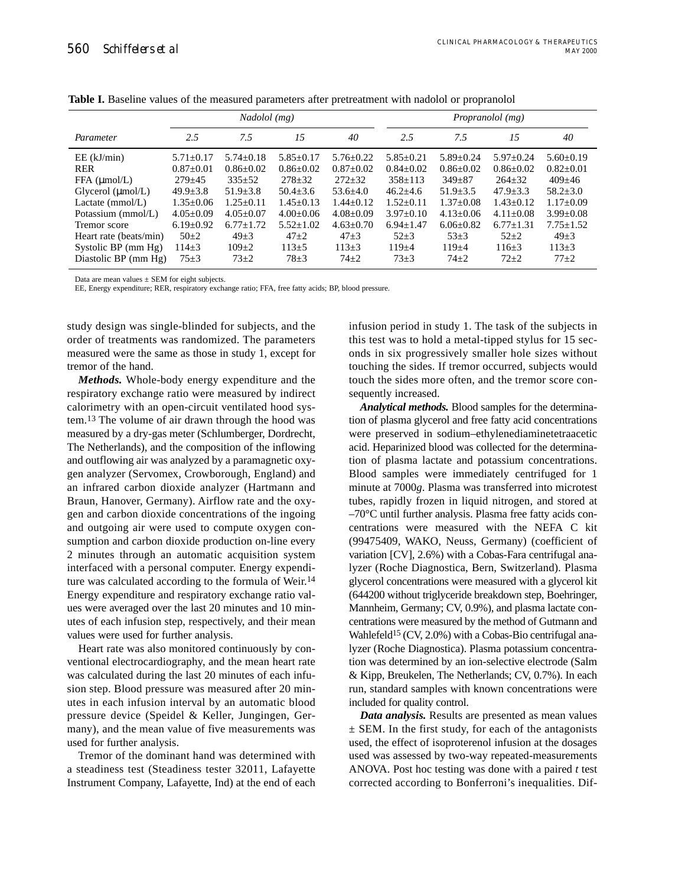**Table I.** Baseline values of the measured parameters after pretreatment with nadolol or propranolol

| | Nadolol (mg) | | | | Propranolol (mg) | | | |
|---|---|---|---|---|---|---|---|---|
| *Parameter* | *2.5* | *7.5* | *15* | *40* | *2.5* | *7.5* | *15* | *40* |
| EE (kJ/min) | 5.71±0.17 | 5.74±0.18 | 5.85±0.17 | 5.76±0.22 | 5.85±0.21 | 5.89±0.24 | 5.97±0.24 | 5.60±0.19 |
| RER | 0.87±0.01 | 0.86±0.02 | 0.86±0.02 | 0.87±0.02 | 0.84±0.02 | 0.86±0.02 | 0.86±0.02 | 0.82±0.01 |
| FFA (μmol/L) | 279±45 | 335±52 | 278±32 | 272±32 | 358±113 | 349±87 | 264±32 | 409±46 |
| Glycerol (μmol/L) | 49.9±3.8 | 51.9±3.8 | 50.4±3.6 | 53.6±4.0 | 46.2±4.6 | 51.9±3.5 | 47.9±3.3 | 58.2±3.0 |
| Lactate (mmol/L) | 1.35±0.06 | 1.25±0.11 | 1.45±0.13 | 1.44±0.12 | 1.52±0.11 | 1.37±0.08 | 1.43±0.12 | 1.17±0.09 |
| Potassium (mmol/L) | 4.05±0.09 | 4.05±0.07 | 4.00±0.06 | 4.08±0.09 | 3.97±0.10 | 4.13±0.06 | 4.11±0.08 | 3.99±0.08 |
| Tremor score | 6.19±0.92 | 6.77±1.72 | 5.52±1.02 | 4.63±0.70 | 6.94±1.47 | 6.06±0.82 | 6.77±1.31 | 7.75±1.52 |
| Heart rate (beats/min) | 50±2 | 49±3 | 47±2 | 47±3 | 52±3 | 53±3 | 52±2 | 49±3 |
| Systolic BP (mm Hg) | 114±3 | 109±2 | 113±5 | 113±3 | 119±4 | 119±4 | 116±3 | 113±3 |
| Diastolic BP (mm Hg) | 75±3 | 73±2 | 78±3 | 74±2 | 73±3 | 74±2 | 72±2 | 77±2 |

Data are mean values ± SEM for eight subjects.
EE, Energy expenditure; RER, respiratory exchange ratio; FFA, free fatty acids; BP, blood pressure.

study design was single-blinded for subjects, and the order of treatments was randomized. The parameters measured were the same as those in study 1, except for tremor of the hand.

***Methods.*** Whole-body energy expenditure and the respiratory exchange ratio were measured by indirect calorimetry with an open-circuit ventilated hood system.[13] The volume of air drawn through the hood was measured by a dry-gas meter (Schlumberger, Dordrecht, The Netherlands), and the composition of the inflowing and outflowing air was analyzed by a paramagnetic oxygen analyzer (Servomex, Crowborough, England) and an infrared carbon dioxide analyzer (Hartmann and Braun, Hanover, Germany). Airflow rate and the oxygen and carbon dioxide concentrations of the ingoing and outgoing air were used to compute oxygen consumption and carbon dioxide production on-line every 2 minutes through an automatic acquisition system interfaced with a personal computer. Energy expenditure was calculated according to the formula of Weir.[14] Energy expenditure and respiratory exchange ratio values were averaged over the last 20 minutes and 10 minutes of each infusion step, respectively, and their mean values were used for further analysis.

Heart rate was also monitored continuously by conventional electrocardiography, and the mean heart rate was calculated during the last 20 minutes of each infusion step. Blood pressure was measured after 20 minutes in each infusion interval by an automatic blood pressure device (Speidel & Keller, Jungingen, Germany), and the mean value of five measurements was used for further analysis.

Tremor of the dominant hand was determined with a steadiness test (Steadiness tester 32011, Lafayette Instrument Company, Lafayette, Ind) at the end of each infusion period in study 1. The task of the subjects in this test was to hold a metal-tipped stylus for 15 seconds in six progressively smaller hole sizes without touching the sides. If tremor occurred, subjects would touch the sides more often, and the tremor score consequently increased.

***Analytical methods.*** Blood samples for the determination of plasma glycerol and free fatty acid concentrations were preserved in sodium–ethylenediaminetetraacetic acid. Heparinized blood was collected for the determination of plasma lactate and potassium concentrations. Blood samples were immediately centrifuged for 1 minute at 7000*g*. Plasma was transferred into microtest tubes, rapidly frozen in liquid nitrogen, and stored at –70°C until further analysis. Plasma free fatty acids concentrations were measured with the NEFA C kit (99475409, WAKO, Neuss, Germany) (coefficient of variation [CV], 2.6%) with a Cobas-Fara centrifugal analyzer (Roche Diagnostica, Bern, Switzerland). Plasma glycerol concentrations were measured with a glycerol kit (644200 without triglyceride breakdown step, Boehringer, Mannheim, Germany; CV, 0.9%), and plasma lactate concentrations were measured by the method of Gutmann and Wahlefeld[15] (CV, 2.0%) with a Cobas-Bio centrifugal analyzer (Roche Diagnostica). Plasma potassium concentration was determined by an ion-selective electrode (Salm & Kipp, Breukelen, The Netherlands; CV, 0.7%). In each run, standard samples with known concentrations were included for quality control.

***Data analysis.*** Results are presented as mean values ± SEM. In the first study, for each of the antagonists used, the effect of isoproterenol infusion at the dosages used was assessed by two-way repeated-measurements ANOVA. Post hoc testing was done with a paired *t* test corrected according to Bonferroni's inequalities. Dif-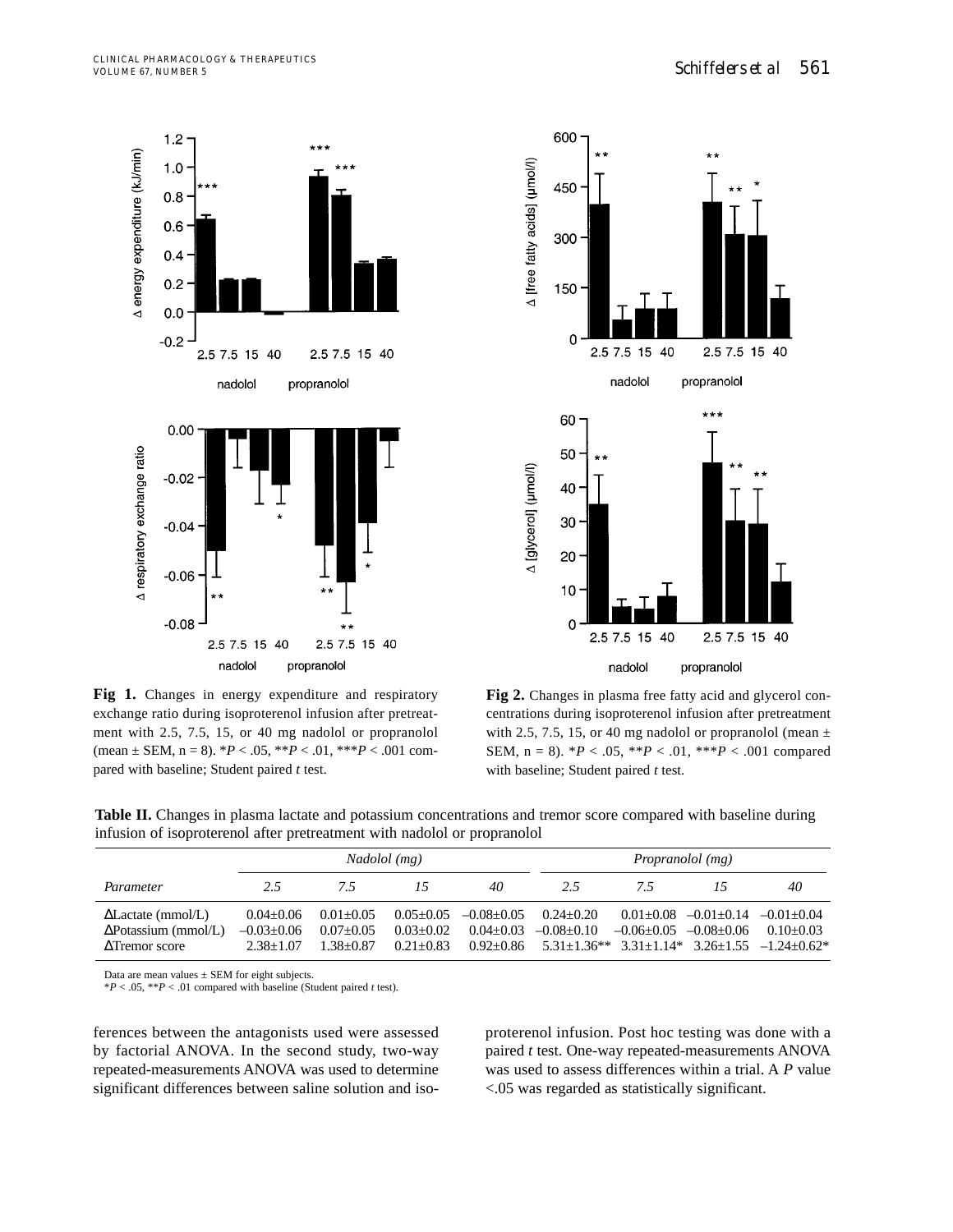**Fig 1.** Changes in energy expenditure and respiratory exchange ratio during isoproterenol infusion after pretreatment with 2.5, 7.5, 15, or 40 mg nadolol or propranolol (mean ± SEM, n = 8). \*$P$ < .05, \*\*$P$ < .01, \*\*\*$P$ < .001 compared with baseline; Student paired $t$ test.

**Fig 2.** Changes in plasma free fatty acid and glycerol concentrations during isoproterenol infusion after pretreatment with 2.5, 7.5, 15, or 40 mg nadolol or propranolol (mean ± SEM, n = 8). \*$P$ < .05, \*\*$P$ < .01, \*\*\*$P$ < .001 compared with baseline; Student paired $t$ test.

**Table II.** Changes in plasma lactate and potassium concentrations and tremor score compared with baseline during infusion of isoproterenol after pretreatment with nadolol or propranolol

| | *Nadolol (mg)* | | | | *Propranolol (mg)* | | | |
|---|---|---|---|---|---|---|---|---|
| *Parameter* | *2.5* | *7.5* | *15* | *40* | *2.5* | *7.5* | *15* | *40* |
| ΔLactate (mmol/L) | 0.04±0.06 | 0.01±0.05 | 0.05±0.05 | –0.08±0.05 | 0.24±0.20 | 0.01±0.08 | –0.01±0.14 | –0.01±0.04 |
| ΔPotassium (mmol/L) | –0.03±0.06 | 0.07±0.05 | 0.03±0.02 | 0.04±0.03 | –0.08±0.10 | –0.06±0.05 | –0.08±0.06 | 0.10±0.03 |
| ΔTremor score | 2.38±1.07 | 1.38±0.87 | 0.21±0.83 | 0.92±0.86 | 5.31±1.36\*\* | 3.31±1.14\* | 3.26±1.55 | –1.24±0.62\* |

Data are mean values ± SEM for eight subjects.
\*$P$ < .05, \*\*$P$ < .01 compared with baseline (Student paired $t$ test).

ferences between the antagonists used were assessed by factorial ANOVA. In the second study, two-way repeated-measurements ANOVA was used to determine significant differences between saline solution and isoproterenol infusion. Post hoc testing was done with a paired $t$ test. One-way repeated-measurements ANOVA was used to assess differences within a trial. A $P$ value <.05 was regarded as statistically significant.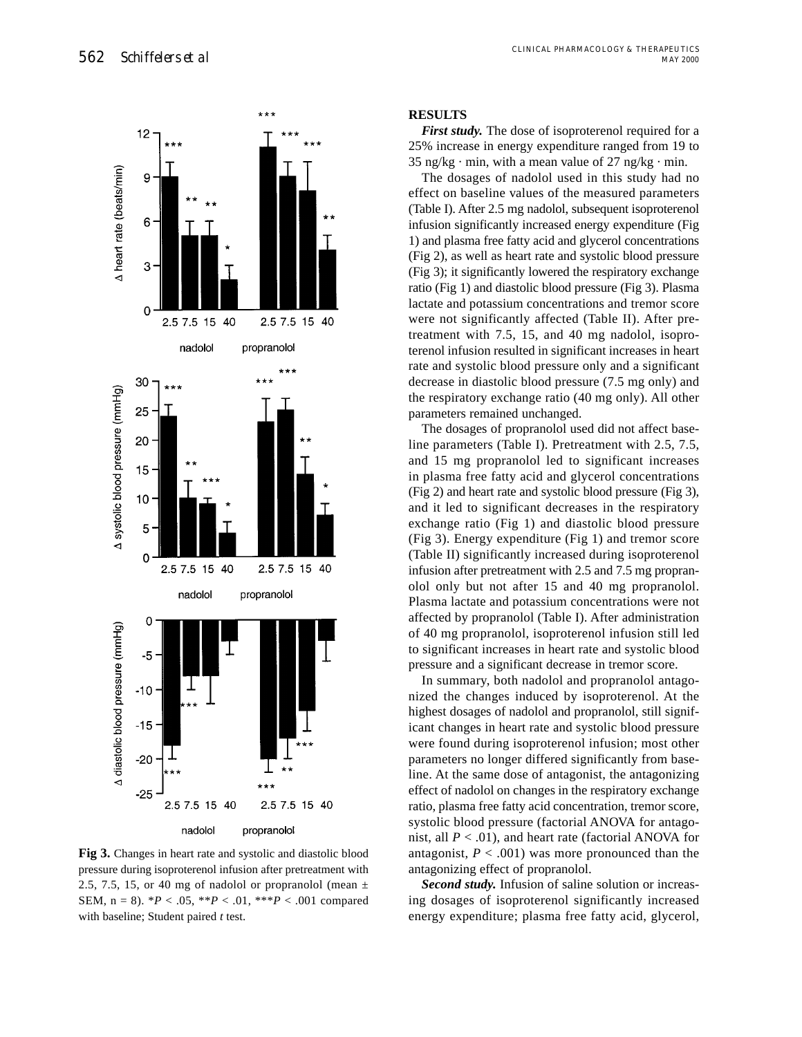Fig 3. Changes in heart rate and systolic and diastolic blood pressure during isoproterenol infusion after pretreatment with 2.5, 7.5, 15, or 40 mg of nadolol or propranolol (mean ± SEM, n = 8). \*$P < .05$, \*\*$P < .01$, \*\*\*$P < .001$ compared with baseline; Student paired *t* test.

## RESULTS

***First study.*** The dose of isoproterenol required for a 25% increase in energy expenditure ranged from 19 to 35 ng/kg · min, with a mean value of 27 ng/kg · min.

The dosages of nadolol used in this study had no effect on baseline values of the measured parameters (Table I). After 2.5 mg nadolol, subsequent isoproterenol infusion significantly increased energy expenditure (Fig 1) and plasma free fatty acid and glycerol concentrations (Fig 2), as well as heart rate and systolic blood pressure (Fig 3); it significantly lowered the respiratory exchange ratio (Fig 1) and diastolic blood pressure (Fig 3). Plasma lactate and potassium concentrations and tremor score were not significantly affected (Table II). After pretreatment with 7.5, 15, and 40 mg nadolol, isoproterenol infusion resulted in significant increases in heart rate and systolic blood pressure only and a significant decrease in diastolic blood pressure (7.5 mg only) and the respiratory exchange ratio (40 mg only). All other parameters remained unchanged.

The dosages of propranolol used did not affect baseline parameters (Table I). Pretreatment with 2.5, 7.5, and 15 mg propranolol led to significant increases in plasma free fatty acid and glycerol concentrations (Fig 2) and heart rate and systolic blood pressure (Fig 3), and it led to significant decreases in the respiratory exchange ratio (Fig 1) and diastolic blood pressure (Fig 3). Energy expenditure (Fig 1) and tremor score (Table II) significantly increased during isoproterenol infusion after pretreatment with 2.5 and 7.5 mg propranolol only but not after 15 and 40 mg propranolol. Plasma lactate and potassium concentrations were not affected by propranolol (Table I). After administration of 40 mg propranolol, isoproterenol infusion still led to significant increases in heart rate and systolic blood pressure and a significant decrease in tremor score.

In summary, both nadolol and propranolol antagonized the changes induced by isoproterenol. At the highest dosages of nadolol and propranolol, still significant changes in heart rate and systolic blood pressure were found during isoproterenol infusion; most other parameters no longer differed significantly from baseline. At the same dose of antagonist, the antagonizing effect of nadolol on changes in the respiratory exchange ratio, plasma free fatty acid concentration, tremor score, systolic blood pressure (factorial ANOVA for antagonist, all $P < .01$), and heart rate (factorial ANOVA for antagonist, $P < .001$) was more pronounced than the antagonizing effect of propranolol.

***Second study.*** Infusion of saline solution or increasing dosages of isoproterenol significantly increased energy expenditure; plasma free fatty acid, glycerol,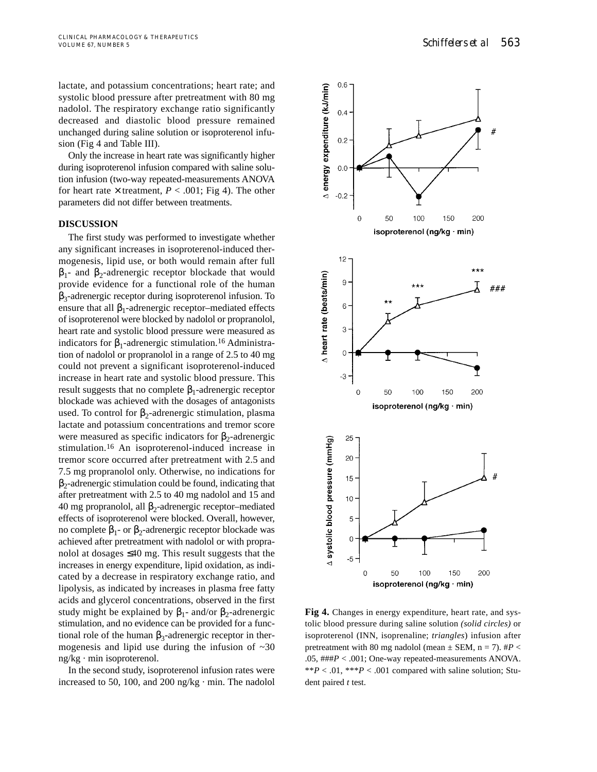lactate, and potassium concentrations; heart rate; and systolic blood pressure after pretreatment with 80 mg nadolol. The respiratory exchange ratio significantly decreased and diastolic blood pressure remained unchanged during saline solution or isoproterenol infusion (Fig 4 and Table III).

Only the increase in heart rate was significantly higher during isoproterenol infusion compared with saline solution infusion (two-way repeated-measurements ANOVA for heart rate × treatment, $P < .001$; Fig 4). The other parameters did not differ between treatments.

## DISCUSSION

The first study was performed to investigate whether any significant increases in isoproterenol-induced thermogenesis, lipid use, or both would remain after full $\beta_1$- and $\beta_2$-adrenergic receptor blockade that would provide evidence for a functional role of the human $\beta_3$-adrenergic receptor during isoproterenol infusion. To ensure that all $\beta_1$-adrenergic receptor–mediated effects of isoproterenol were blocked by nadolol or propranolol, heart rate and systolic blood pressure were measured as indicators for $\beta_1$-adrenergic stimulation.[16] Administration of nadolol or propranolol in a range of 2.5 to 40 mg could not prevent a significant isoproterenol-induced increase in heart rate and systolic blood pressure. This result suggests that no complete $\beta_1$-adrenergic receptor blockade was achieved with the dosages of antagonists used. To control for $\beta_2$-adrenergic stimulation, plasma lactate and potassium concentrations and tremor score were measured as specific indicators for $\beta_2$-adrenergic stimulation.[16] An isoproterenol-induced increase in tremor score occurred after pretreatment with 2.5 and 7.5 mg propranolol only. Otherwise, no indications for $\beta_2$-adrenergic stimulation could be found, indicating that after pretreatment with 2.5 to 40 mg nadolol and 15 and 40 mg propranolol, all $\beta_2$-adrenergic receptor–mediated effects of isoproterenol were blocked. Overall, however, no complete $\beta_1$- or $\beta_2$-adrenergic receptor blockade was achieved after pretreatment with nadolol or with propranolol at dosages ≤40 mg. This result suggests that the increases in energy expenditure, lipid oxidation, as indicated by a decrease in respiratory exchange ratio, and lipolysis, as indicated by increases in plasma free fatty acids and glycerol concentrations, observed in the first study might be explained by $\beta_1$- and/or $\beta_2$-adrenergic stimulation, and no evidence can be provided for a functional role of the human $\beta_3$-adrenergic receptor in thermogenesis and lipid use during the infusion of ~30 ng/kg · min isoproterenol.

In the second study, isoproterenol infusion rates were increased to 50, 100, and 200 ng/kg · min. The nadolol

**Fig 4.** Changes in energy expenditure, heart rate, and systolic blood pressure during saline solution *(solid circles)* or isoproterenol (INN, isoprenaline; *triangles*) infusion after pretreatment with 80 mg nadolol (mean ± SEM, n = 7). #$P <$ .05, ###$P < .001$; One-way repeated-measurements ANOVA. **$P < .01$, ***$P < .001$ compared with saline solution; Student paired *t* test.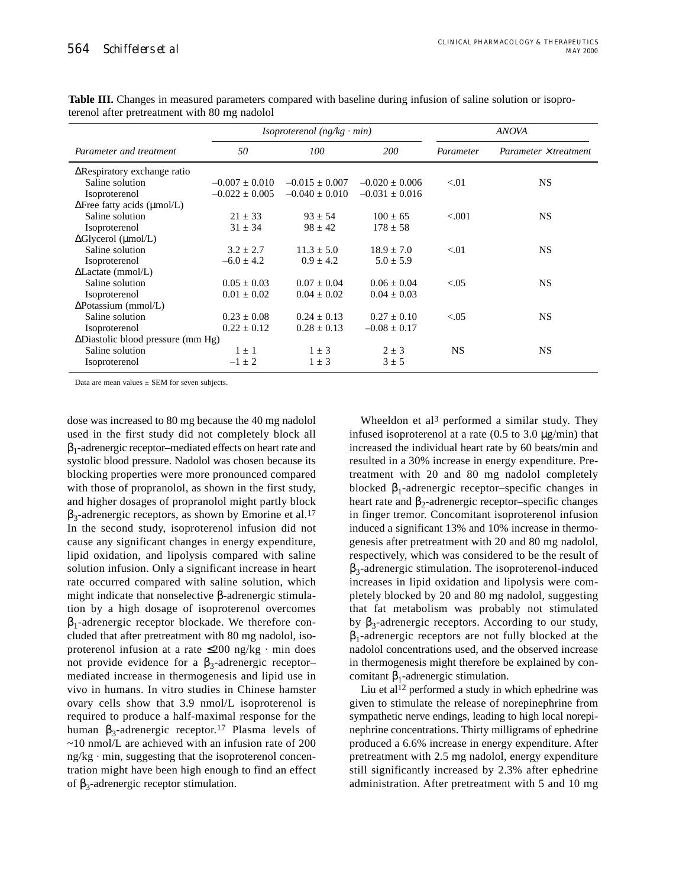**Table III.** Changes in measured parameters compared with baseline during infusion of saline solution or isoproterenol after pretreatment with 80 mg nadolol

| Parameter and treatment | *Isoproterenol (ng/kg · min)* | | | *ANOVA* | |
|---|---|---|---|---|---|
| | *50* | *100* | *200* | *Parameter* | *Parameter × treatment* |
| ΔRespiratory exchange ratio | | | | | |
| Saline solution | –0.007 ± 0.010 | –0.015 ± 0.007 | –0.020 ± 0.006 | <.01 | NS |
| Isoproterenol | –0.022 ± 0.005 | –0.040 ± 0.010 | –0.031 ± 0.016 | | |
| ΔFree fatty acids (μmol/L) | | | | | |
| Saline solution | 21 ± 33 | 93 ± 54 | 100 ± 65 | <.001 | NS |
| Isoproterenol | 31 ± 34 | 98 ± 42 | 178 ± 58 | | |
| ΔGlycerol (μmol/L) | | | | | |
| Saline solution | 3.2 ± 2.7 | 11.3 ± 5.0 | 18.9 ± 7.0 | <.01 | NS |
| Isoproterenol | –6.0 ± 4.2 | 0.9 ± 4.2 | 5.0 ± 5.9 | | |
| ΔLactate (mmol/L) | | | | | |
| Saline solution | 0.05 ± 0.03 | 0.07 ± 0.04 | 0.06 ± 0.04 | <.05 | NS |
| Isoproterenol | 0.01 ± 0.02 | 0.04 ± 0.02 | 0.04 ± 0.03 | | |
| ΔPotassium (mmol/L) | | | | | |
| Saline solution | 0.23 ± 0.08 | 0.24 ± 0.13 | 0.27 ± 0.10 | <.05 | NS |
| Isoproterenol | 0.22 ± 0.12 | 0.28 ± 0.13 | –0.08 ± 0.17 | | |
| ΔDiastolic blood pressure (mm Hg) | | | | | |
| Saline solution | 1 ± 1 | 1 ± 3 | 2 ± 3 | NS | NS |
| Isoproterenol | –1 ± 2 | 1 ± 3 | 3 ± 5 | | |

Data are mean values ± SEM for seven subjects.

dose was increased to 80 mg because the 40 mg nadolol used in the first study did not completely block all $\beta_1$-adrenergic receptor–mediated effects on heart rate and systolic blood pressure. Nadolol was chosen because its blocking properties were more pronounced compared with those of propranolol, as shown in the first study, and higher dosages of propranolol might partly block $\beta_3$-adrenergic receptors, as shown by Emorine et al.[17] In the second study, isoproterenol infusion did not cause any significant changes in energy expenditure, lipid oxidation, and lipolysis compared with saline solution infusion. Only a significant increase in heart rate occurred compared with saline solution, which might indicate that nonselective β-adrenergic stimulation by a high dosage of isoproterenol overcomes $\beta_1$-adrenergic receptor blockade. We therefore concluded that after pretreatment with 80 mg nadolol, isoproterenol infusion at a rate ≤200 ng/kg · min does not provide evidence for a $\beta_3$-adrenergic receptor–mediated increase in thermogenesis and lipid use in vivo in humans. In vitro studies in Chinese hamster ovary cells show that 3.9 nmol/L isoproterenol is required to produce a half-maximal response for the human $\beta_3$-adrenergic receptor.[17] Plasma levels of ~10 nmol/L are achieved with an infusion rate of 200 ng/kg · min, suggesting that the isoproterenol concentration might have been high enough to find an effect of $\beta_3$-adrenergic receptor stimulation.

Wheeldon et al[3] performed a similar study. They infused isoproterenol at a rate (0.5 to 3.0 μg/min) that increased the individual heart rate by 60 beats/min and resulted in a 30% increase in energy expenditure. Pretreatment with 20 and 80 mg nadolol completely blocked $\beta_1$-adrenergic receptor–specific changes in heart rate and $\beta_2$-adrenergic receptor–specific changes in finger tremor. Concomitant isoproterenol infusion induced a significant 13% and 10% increase in thermogenesis after pretreatment with 20 and 80 mg nadolol, respectively, which was considered to be the result of $\beta_3$-adrenergic stimulation. The isoproterenol-induced increases in lipid oxidation and lipolysis were completely blocked by 20 and 80 mg nadolol, suggesting that fat metabolism was probably not stimulated by $\beta_3$-adrenergic receptors. According to our study, $\beta_1$-adrenergic receptors are not fully blocked at the nadolol concentrations used, and the observed increase in thermogenesis might therefore be explained by concomitant $\beta_1$-adrenergic stimulation.

Liu et al[12] performed a study in which ephedrine was given to stimulate the release of norepinephrine from sympathetic nerve endings, leading to high local norepinephrine concentrations. Thirty milligrams of ephedrine produced a 6.6% increase in energy expenditure. After pretreatment with 2.5 mg nadolol, energy expenditure still significantly increased by 2.3% after ephedrine administration. After pretreatment with 5 and 10 mg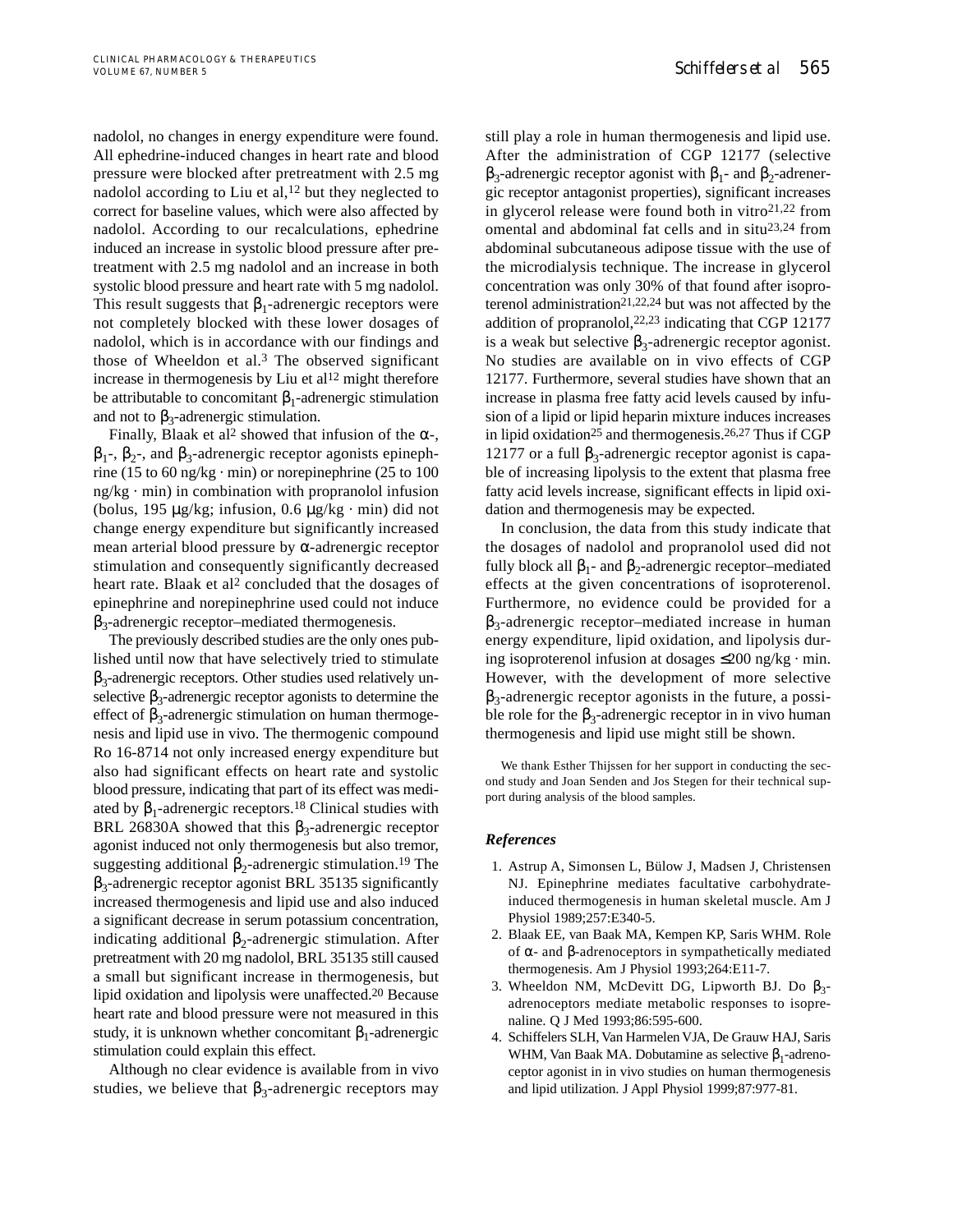nadolol, no changes in energy expenditure were found. All ephedrine-induced changes in heart rate and blood pressure were blocked after pretreatment with 2.5 mg nadolol according to Liu et al,[12] but they neglected to correct for baseline values, which were also affected by nadolol. According to our recalculations, ephedrine induced an increase in systolic blood pressure after pretreatment with 2.5 mg nadolol and an increase in both systolic blood pressure and heart rate with 5 mg nadolol. This result suggests that $\beta_1$-adrenergic receptors were not completely blocked with these lower dosages of nadolol, which is in accordance with our findings and those of Wheeldon et al.[3] The observed significant increase in thermogenesis by Liu et al[12] might therefore be attributable to concomitant $\beta_1$-adrenergic stimulation and not to $\beta_3$-adrenergic stimulation.

Finally, Blaak et al[2] showed that infusion of the $\alpha$-, $\beta_1$-, $\beta_2$-, and $\beta_3$-adrenergic receptor agonists epinephrine (15 to 60 ng/kg · min) or norepinephrine (25 to 100 ng/kg · min) in combination with propranolol infusion (bolus, 195 µg/kg; infusion, 0.6 µg/kg · min) did not change energy expenditure but significantly increased mean arterial blood pressure by $\alpha$-adrenergic receptor stimulation and consequently significantly decreased heart rate. Blaak et al[2] concluded that the dosages of epinephrine and norepinephrine used could not induce $\beta_3$-adrenergic receptor–mediated thermogenesis.

The previously described studies are the only ones published until now that have selectively tried to stimulate $\beta_3$-adrenergic receptors. Other studies used relatively unselective $\beta_3$-adrenergic receptor agonists to determine the effect of $\beta_3$-adrenergic stimulation on human thermogenesis and lipid use in vivo. The thermogenic compound Ro 16-8714 not only increased energy expenditure but also had significant effects on heart rate and systolic blood pressure, indicating that part of its effect was mediated by $\beta_1$-adrenergic receptors.[18] Clinical studies with BRL 26830A showed that this $\beta_3$-adrenergic receptor agonist induced not only thermogenesis but also tremor, suggesting additional $\beta_2$-adrenergic stimulation.[19] The $\beta_3$-adrenergic receptor agonist BRL 35135 significantly increased thermogenesis and lipid use and also induced a significant decrease in serum potassium concentration, indicating additional $\beta_2$-adrenergic stimulation. After pretreatment with 20 mg nadolol, BRL 35135 still caused a small but significant increase in thermogenesis, but lipid oxidation and lipolysis were unaffected.[20] Because heart rate and blood pressure were not measured in this study, it is unknown whether concomitant $\beta_1$-adrenergic stimulation could explain this effect.

Although no clear evidence is available from in vivo studies, we believe that $\beta_3$-adrenergic receptors may still play a role in human thermogenesis and lipid use. After the administration of CGP 12177 (selective $\beta_3$-adrenergic receptor agonist with $\beta_1$- and $\beta_2$-adrenergic receptor antagonist properties), significant increases in glycerol release were found both in vitro[21,22] from omental and abdominal fat cells and in situ[23,24] from abdominal subcutaneous adipose tissue with the use of the microdialysis technique. The increase in glycerol concentration was only 30% of that found after isoproterenol administration[21,22,24] but was not affected by the addition of propranolol,[22,23] indicating that CGP 12177 is a weak but selective $\beta_3$-adrenergic receptor agonist. No studies are available on in vivo effects of CGP 12177. Furthermore, several studies have shown that an increase in plasma free fatty acid levels caused by infusion of a lipid or lipid heparin mixture induces increases in lipid oxidation[25] and thermogenesis.[26,27] Thus if CGP 12177 or a full $\beta_3$-adrenergic receptor agonist is capable of increasing lipolysis to the extent that plasma free fatty acid levels increase, significant effects in lipid oxidation and thermogenesis may be expected.

In conclusion, the data from this study indicate that the dosages of nadolol and propranolol used did not fully block all $\beta_1$- and $\beta_2$-adrenergic receptor–mediated effects at the given concentrations of isoproterenol. Furthermore, no evidence could be provided for a $\beta_3$-adrenergic receptor–mediated increase in human energy expenditure, lipid oxidation, and lipolysis during isoproterenol infusion at dosages $\leq$200 ng/kg · min. However, with the development of more selective $\beta_3$-adrenergic receptor agonists in the future, a possible role for the $\beta_3$-adrenergic receptor in in vivo human thermogenesis and lipid use might still be shown.

We thank Esther Thijssen for her support in conducting the second study and Joan Senden and Jos Stegen for their technical support during analysis of the blood samples.

### *References*

1. Astrup A, Simonsen L, Bülow J, Madsen J, Christensen NJ. Epinephrine mediates facultative carbohydrate-induced thermogenesis in human skeletal muscle. Am J Physiol 1989;257:E340-5.
2. Blaak EE, van Baak MA, Kempen KP, Saris WHM. Role of $\alpha$- and $\beta$-adrenoceptors in sympathetically mediated thermogenesis. Am J Physiol 1993;264:E11-7.
3. Wheeldon NM, McDevitt DG, Lipworth BJ. Do $\beta_3$-adrenoceptors mediate metabolic responses to isoprenaline. Q J Med 1993;86:595-600.
4. Schiffelers SLH, Van Harmelen VJA, De Grauw HAJ, Saris WHM, Van Baak MA. Dobutamine as selective $\beta_1$-adrenoceptor agonist in in vivo studies on human thermogenesis and lipid utilization. J Appl Physiol 1999;87:977-81.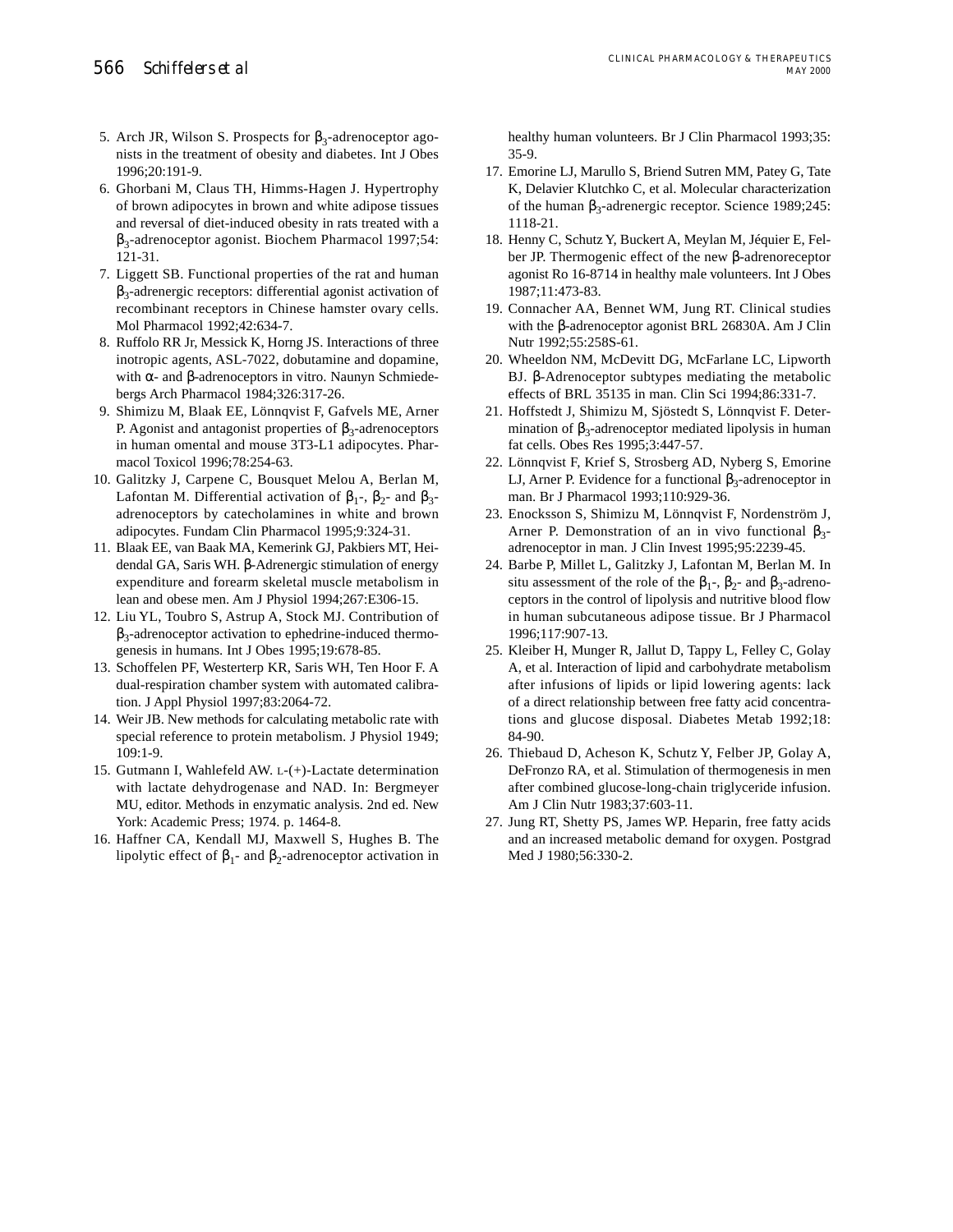5. Arch JR, Wilson S. Prospects for $\beta_3$-adrenoceptor agonists in the treatment of obesity and diabetes. Int J Obes 1996;20:191-9.
6. Ghorbani M, Claus TH, Himms-Hagen J. Hypertrophy of brown adipocytes in brown and white adipose tissues and reversal of diet-induced obesity in rats treated with a $\beta_3$-adrenoceptor agonist. Biochem Pharmacol 1997;54:121-31.
7. Liggett SB. Functional properties of the rat and human $\beta_3$-adrenergic receptors: differential agonist activation of recombinant receptors in Chinese hamster ovary cells. Mol Pharmacol 1992;42:634-7.
8. Ruffolo RR Jr, Messick K, Horng JS. Interactions of three inotropic agents, ASL-7022, dobutamine and dopamine, with $\alpha$- and $\beta$-adrenoceptors in vitro. Naunyn Schmiedebergs Arch Pharmacol 1984;326:317-26.
9. Shimizu M, Blaak EE, Lönnqvist F, Gafvels ME, Arner P. Agonist and antagonist properties of $\beta_3$-adrenoceptors in human omental and mouse 3T3-L1 adipocytes. Pharmacol Toxicol 1996;78:254-63.
10. Galitzky J, Carpene C, Bousquet Melou A, Berlan M, Lafontan M. Differential activation of $\beta_1$-, $\beta_2$- and $\beta_3$-adrenoceptors by catecholamines in white and brown adipocytes. Fundam Clin Pharmacol 1995;9:324-31.
11. Blaak EE, van Baak MA, Kemerink GJ, Pakbiers MT, Heidendal GA, Saris WH. $\beta$-Adrenergic stimulation of energy expenditure and forearm skeletal muscle metabolism in lean and obese men. Am J Physiol 1994;267:E306-15.
12. Liu YL, Toubro S, Astrup A, Stock MJ. Contribution of $\beta_3$-adrenoceptor activation to ephedrine-induced thermogenesis in humans. Int J Obes 1995;19:678-85.
13. Schoffelen PF, Westerterp KR, Saris WH, Ten Hoor F. A dual-respiration chamber system with automated calibration. J Appl Physiol 1997;83:2064-72.
14. Weir JB. New methods for calculating metabolic rate with special reference to protein metabolism. J Physiol 1949;109:1-9.
15. Gutmann I, Wahlefeld AW. L-(+)-Lactate determination with lactate dehydrogenase and NAD. In: Bergmeyer MU, editor. Methods in enzymatic analysis. 2nd ed. New York: Academic Press; 1974. p. 1464-8.
16. Haffner CA, Kendall MJ, Maxwell S, Hughes B. The lipolytic effect of $\beta_1$- and $\beta_2$-adrenoceptor activation in healthy human volunteers. Br J Clin Pharmacol 1993;35:35-9.
17. Emorine LJ, Marullo S, Briend Sutren MM, Patey G, Tate K, Delavier Klutchko C, et al. Molecular characterization of the human $\beta_3$-adrenergic receptor. Science 1989;245:1118-21.
18. Henny C, Schutz Y, Buckert A, Meylan M, Jéquier E, Felber JP. Thermogenic effect of the new $\beta$-adrenoreceptor agonist Ro 16-8714 in healthy male volunteers. Int J Obes 1987;11:473-83.
19. Connacher AA, Bennet WM, Jung RT. Clinical studies with the $\beta$-adrenoceptor agonist BRL 26830A. Am J Clin Nutr 1992;55:258S-61.
20. Wheeldon NM, McDevitt DG, McFarlane LC, Lipworth BJ. $\beta$-Adrenoceptor subtypes mediating the metabolic effects of BRL 35135 in man. Clin Sci 1994;86:331-7.
21. Hoffstedt J, Shimizu M, Sjöstedt S, Lönnqvist F. Determination of $\beta_3$-adrenoceptor mediated lipolysis in human fat cells. Obes Res 1995;3:447-57.
22. Lönnqvist F, Krief S, Strosberg AD, Nyberg S, Emorine LJ, Arner P. Evidence for a functional $\beta_3$-adrenoceptor in man. Br J Pharmacol 1993;110:929-36.
23. Enocksson S, Shimizu M, Lönnqvist F, Nordenström J, Arner P. Demonstration of an in vivo functional $\beta_3$-adrenoceptor in man. J Clin Invest 1995;95:2239-45.
24. Barbe P, Millet L, Galitzky J, Lafontan M, Berlan M. In situ assessment of the role of the $\beta_1$-, $\beta_2$- and $\beta_3$-adrenoceptors in the control of lipolysis and nutritive blood flow in human subcutaneous adipose tissue. Br J Pharmacol 1996;117:907-13.
25. Kleiber H, Munger R, Jallut D, Tappy L, Felley C, Golay A, et al. Interaction of lipid and carbohydrate metabolism after infusions of lipids or lipid lowering agents: lack of a direct relationship between free fatty acid concentrations and glucose disposal. Diabetes Metab 1992;18:84-90.
26. Thiebaud D, Acheson K, Schutz Y, Felber JP, Golay A, DeFronzo RA, et al. Stimulation of thermogenesis in men after combined glucose-long-chain triglyceride infusion. Am J Clin Nutr 1983;37:603-11.
27. Jung RT, Shetty PS, James WP. Heparin, free fatty acids and an increased metabolic demand for oxygen. Postgrad Med J 1980;56:330-2.